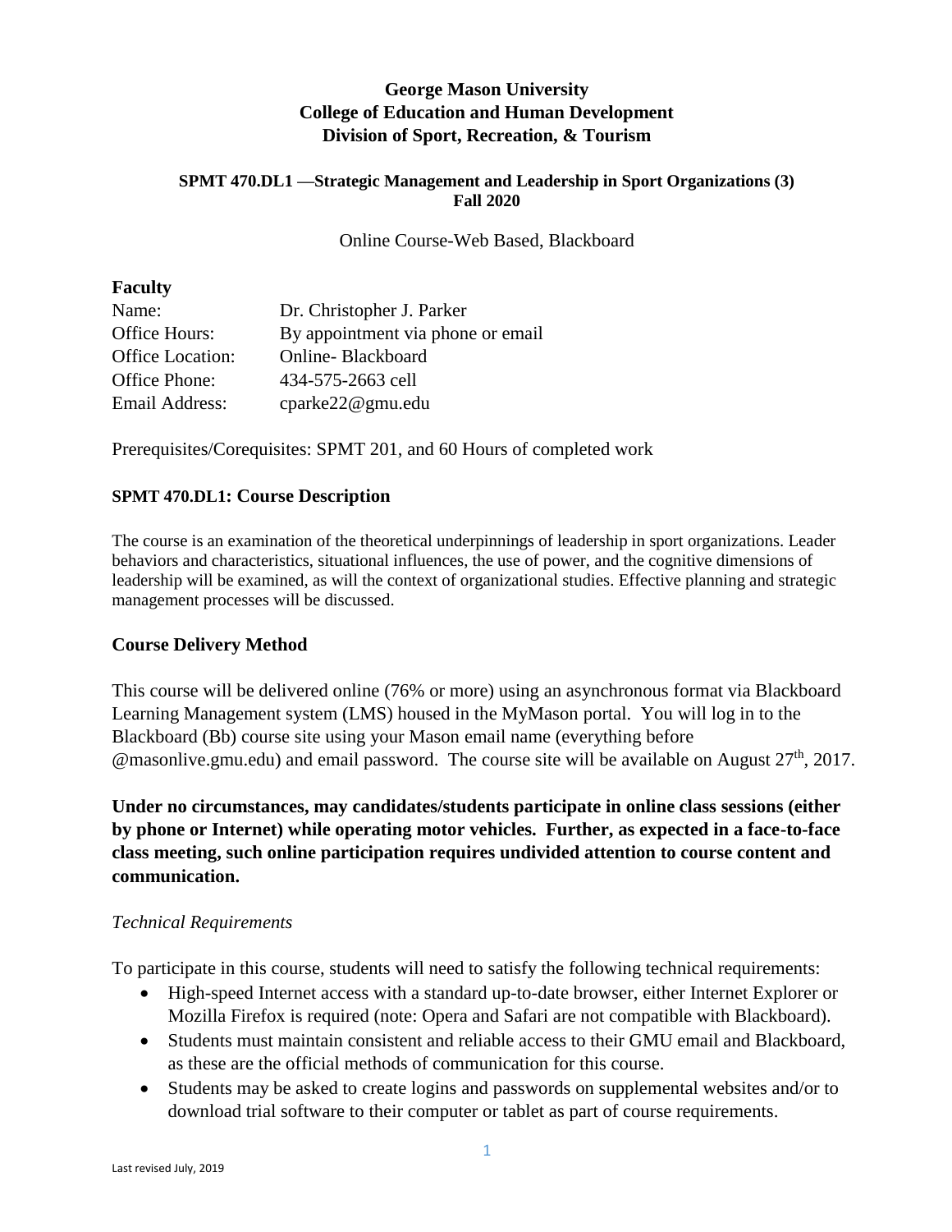# George Mason University
# College of Education and Human Development
# Division of Sport, Recreation, & Tourism

### SPMT 470.DL1 —Strategic Management and Leadership in Sport Organizations (3)
### Fall 2020

Online Course-Web Based, Blackboard

**Faculty**

| | |
|---|---|
| Name: | Dr. Christopher J. Parker |
| Office Hours: | By appointment via phone or email |
| Office Location: | Online- Blackboard |
| Office Phone: | 434-575-2663 cell |
| Email Address: | cparke22@gmu.edu |

Prerequisites/Corequisites: SPMT 201, and 60 Hours of completed work

## SPMT 470.DL1: Course Description

The course is an examination of the theoretical underpinnings of leadership in sport organizations. Leader behaviors and characteristics, situational influences, the use of power, and the cognitive dimensions of leadership will be examined, as will the context of organizational studies. Effective planning and strategic management processes will be discussed.

## Course Delivery Method

This course will be delivered online (76% or more) using an asynchronous format via Blackboard Learning Management system (LMS) housed in the MyMason portal. You will log in to the Blackboard (Bb) course site using your Mason email name (everything before @masonlive.gmu.edu) and email password. The course site will be available on August 27th, 2017.

**Under no circumstances, may candidates/students participate in online class sessions (either by phone or Internet) while operating motor vehicles. Further, as expected in a face-to-face class meeting, such online participation requires undivided attention to course content and communication.**

*Technical Requirements*

To participate in this course, students will need to satisfy the following technical requirements:

- High-speed Internet access with a standard up-to-date browser, either Internet Explorer or Mozilla Firefox is required (note: Opera and Safari are not compatible with Blackboard).
- Students must maintain consistent and reliable access to their GMU email and Blackboard, as these are the official methods of communication for this course.
- Students may be asked to create logins and passwords on supplemental websites and/or to download trial software to their computer or tablet as part of course requirements.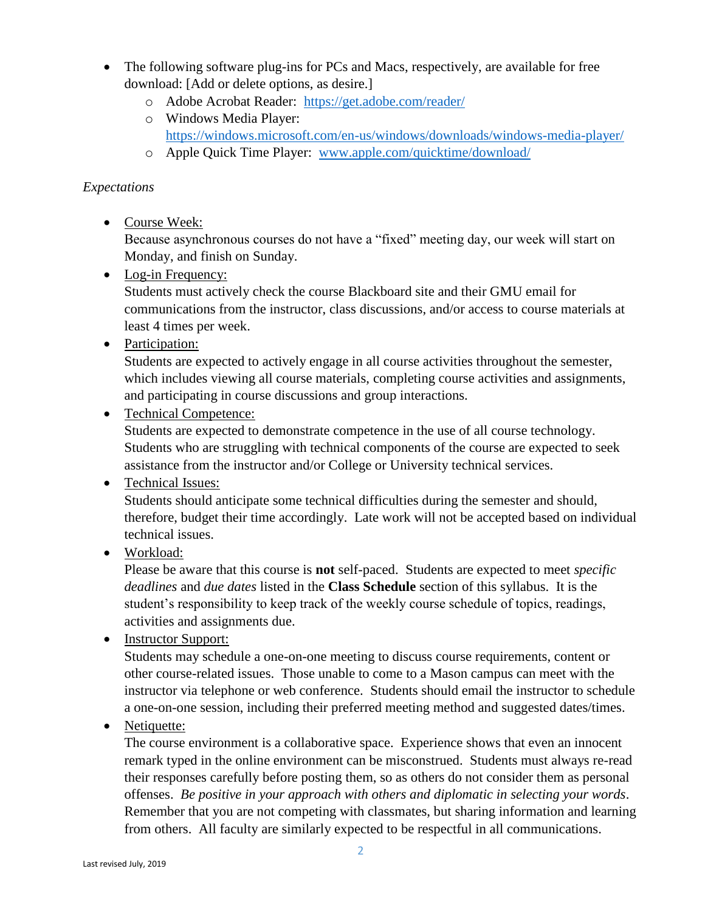- The following software plug-ins for PCs and Macs, respectively, are available for free download: [Add or delete options, as desire.]
  - Adobe Acrobat Reader: https://get.adobe.com/reader/
  - Windows Media Player: https://windows.microsoft.com/en-us/windows/downloads/windows-media-player/
  - Apple Quick Time Player: www.apple.com/quicktime/download/

*Expectations*

- Course Week:
  Because asynchronous courses do not have a "fixed" meeting day, our week will start on Monday, and finish on Sunday.
- Log-in Frequency:
  Students must actively check the course Blackboard site and their GMU email for communications from the instructor, class discussions, and/or access to course materials at least 4 times per week.
- Participation:
  Students are expected to actively engage in all course activities throughout the semester, which includes viewing all course materials, completing course activities and assignments, and participating in course discussions and group interactions.
- Technical Competence:
  Students are expected to demonstrate competence in the use of all course technology. Students who are struggling with technical components of the course are expected to seek assistance from the instructor and/or College or University technical services.
- Technical Issues:
  Students should anticipate some technical difficulties during the semester and should, therefore, budget their time accordingly. Late work will not be accepted based on individual technical issues.
- Workload:
  Please be aware that this course is **not** self-paced. Students are expected to meet *specific deadlines* and *due dates* listed in the **Class Schedule** section of this syllabus. It is the student's responsibility to keep track of the weekly course schedule of topics, readings, activities and assignments due.
- Instructor Support:
  Students may schedule a one-on-one meeting to discuss course requirements, content or other course-related issues. Those unable to come to a Mason campus can meet with the instructor via telephone or web conference. Students should email the instructor to schedule a one-on-one session, including their preferred meeting method and suggested dates/times.
- Netiquette:
  The course environment is a collaborative space. Experience shows that even an innocent remark typed in the online environment can be misconstrued. Students must always re-read their responses carefully before posting them, so as others do not consider them as personal offenses. *Be positive in your approach with others and diplomatic in selecting your words*. Remember that you are not competing with classmates, but sharing information and learning from others. All faculty are similarly expected to be respectful in all communications.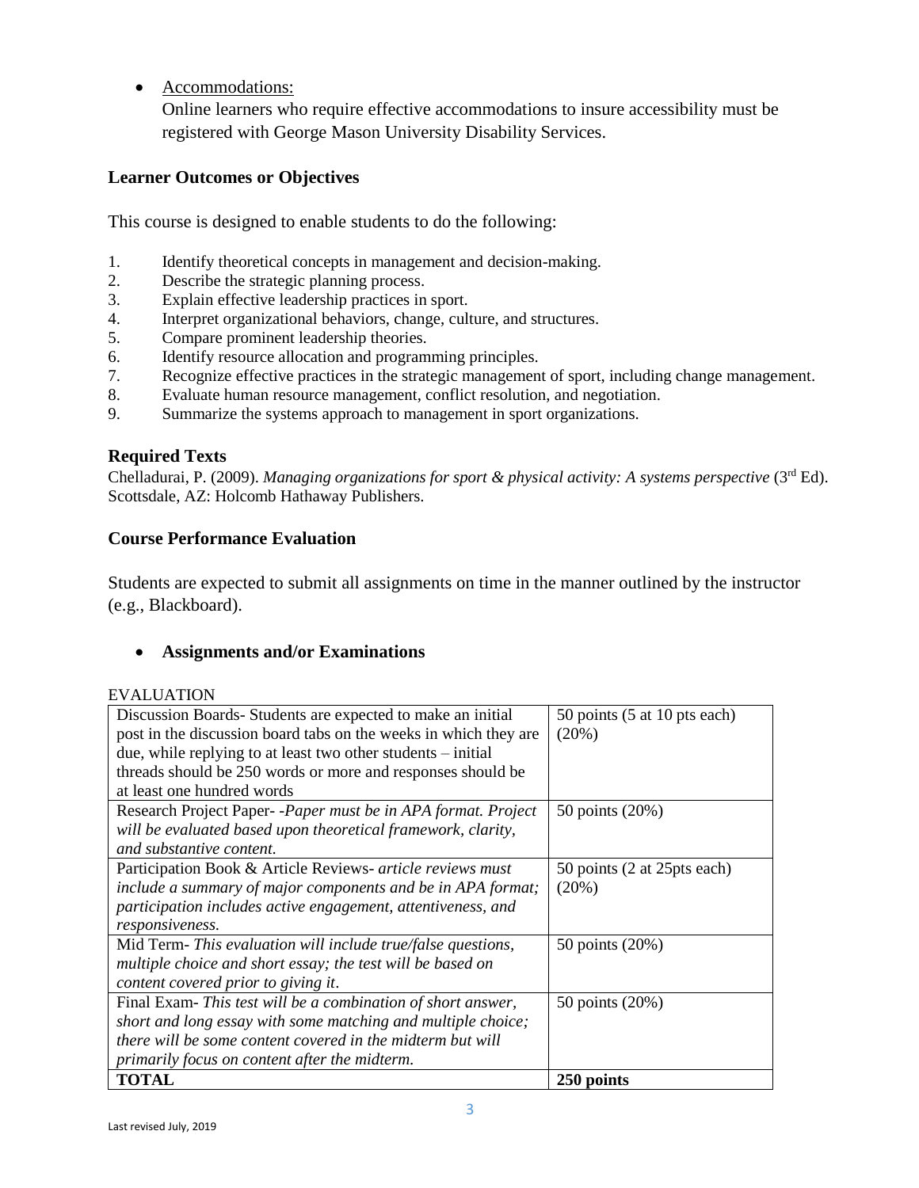- Accommodations:
  Online learners who require effective accommodations to insure accessibility must be registered with George Mason University Disability Services.

### Learner Outcomes or Objectives

This course is designed to enable students to do the following:

1. Identify theoretical concepts in management and decision-making.
2. Describe the strategic planning process.
3. Explain effective leadership practices in sport.
4. Interpret organizational behaviors, change, culture, and structures.
5. Compare prominent leadership theories.
6. Identify resource allocation and programming principles.
7. Recognize effective practices in the strategic management of sport, including change management.
8. Evaluate human resource management, conflict resolution, and negotiation.
9. Summarize the systems approach to management in sport organizations.

### Required Texts

Chelladurai, P. (2009). *Managing organizations for sport & physical activity: A systems perspective* (3rd Ed). Scottsdale, AZ: Holcomb Hathaway Publishers.

### Course Performance Evaluation

Students are expected to submit all assignments on time in the manner outlined by the instructor (e.g., Blackboard).

- **Assignments and/or Examinations**

EVALUATION

| | |
|---|---|
| Discussion Boards- Students are expected to make an initial post in the discussion board tabs on the weeks in which they are due, while replying to at least two other students – initial threads should be 250 words or more and responses should be at least one hundred words | 50 points (5 at 10 pts each) (20%) |
| Research Project Paper- -*Paper must be in APA format. Project will be evaluated based upon theoretical framework, clarity, and substantive content.* | 50 points (20%) |
| Participation Book & Article Reviews- *article reviews must include a summary of major components and be in APA format; participation includes active engagement, attentiveness, and responsiveness.* | 50 points (2 at 25pts each) (20%) |
| Mid Term- *This evaluation will include true/false questions, multiple choice and short essay; the test will be based on content covered prior to giving it*. | 50 points (20%) |
| Final Exam- *This test will be a combination of short answer, short and long essay with some matching and multiple choice; there will be some content covered in the midterm but will primarily focus on content after the midterm.* | 50 points (20%) |
| **TOTAL** | **250 points** |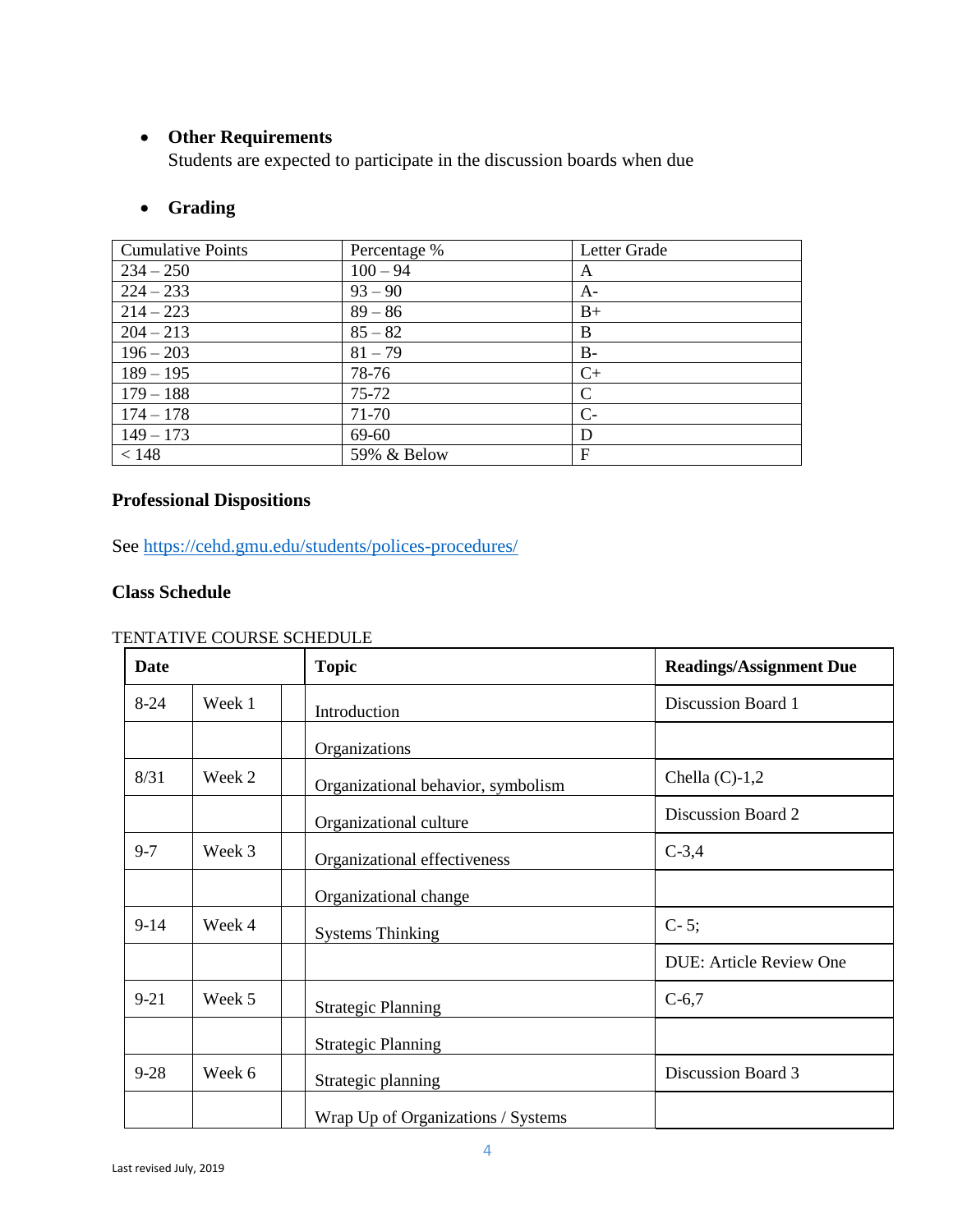- **Other Requirements**
  Students are expected to participate in the discussion boards when due

- **Grading**

| Cumulative Points | Percentage % | Letter Grade |
|---|---|---|
| 234 – 250 | 100 – 94 | A |
| 224 – 233 | 93 – 90 | A- |
| 214 – 223 | 89 – 86 | B+ |
| 204 – 213 | 85 – 82 | B |
| 196 – 203 | 81 – 79 | B- |
| 189 – 195 | 78-76 | C+ |
| 179 – 188 | 75-72 | C |
| 174 – 178 | 71-70 | C- |
| 149 – 173 | 69-60 | D |
| < 148 | 59% & Below | F |

**Professional Dispositions**

See https://cehd.gmu.edu/students/polices-procedures/

**Class Schedule**

TENTATIVE COURSE SCHEDULE

| **Date** | | | **Topic** | **Readings/Assignment Due** |
|---|---|---|---|---|
| 8-24 | Week 1 | | Introduction | Discussion Board 1 |
| | | | Organizations | |
| 8/31 | Week 2 | | Organizational behavior, symbolism | Chella (C)-1,2 |
| | | | Organizational culture | Discussion Board 2 |
| 9-7 | Week 3 | | Organizational effectiveness | C-3,4 |
| | | | Organizational change | |
| 9-14 | Week 4 | | Systems Thinking | C- 5; |
| | | | | DUE: Article Review One |
| 9-21 | Week 5 | | Strategic Planning | C-6,7 |
| | | | Strategic Planning | |
| 9-28 | Week 6 | | Strategic planning | Discussion Board 3 |
| | | | Wrap Up of Organizations / Systems | |

Last revised July, 2019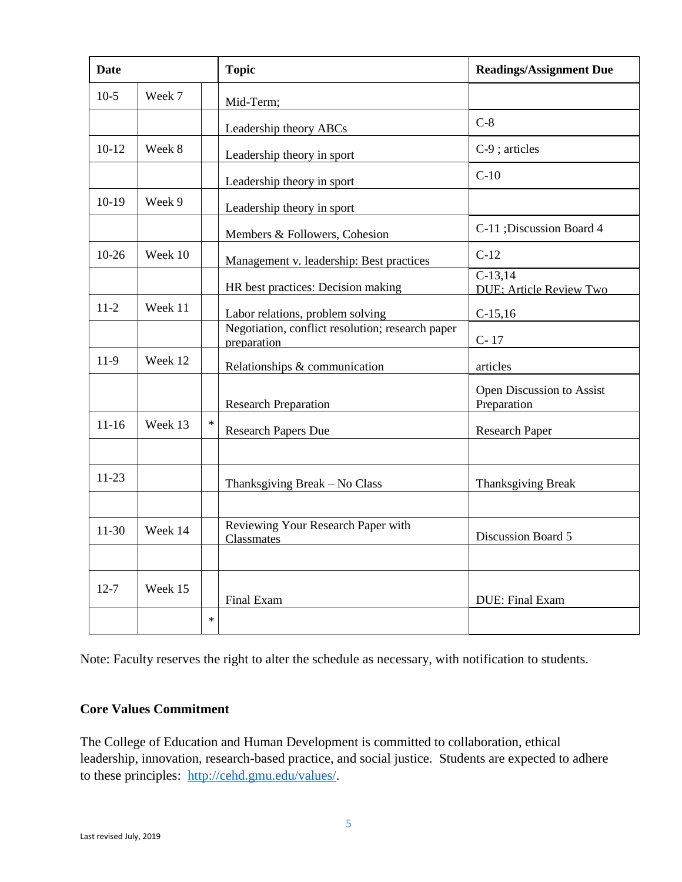| Date | | | Topic | Readings/Assignment Due |
|---|---|---|---|---|
| 10-5 | Week 7 | | Mid-Term; | |
| | | | Leadership theory ABCs | C-8 |
| 10-12 | Week 8 | | Leadership theory in sport | C-9 ; articles |
| | | | Leadership theory in sport | C-10 |
| 10-19 | Week 9 | | Leadership theory in sport | |
| | | | Members & Followers, Cohesion | C-11 ;Discussion Board 4 |
| 10-26 | Week 10 | | Management v. leadership: Best practices | C-12 |
| | | | HR best practices: Decision making | C-13,14<br>DUE: Article Review Two |
| 11-2 | Week 11 | | Labor relations, problem solving | C-15,16 |
| | | | Negotiation, conflict resolution; research paper preparation | C- 17 |
| 11-9 | Week 12 | | Relationships & communication | articles |
| | | | Research Preparation | Open Discussion to Assist Preparation |
| 11-16 | Week 13 | * | Research Papers Due | Research Paper |
| | | | | |
| 11-23 | | | Thanksgiving Break – No Class | Thanksgiving Break |
| | | | | |
| 11-30 | Week 14 | | Reviewing Your Research Paper with Classmates | Discussion Board 5 |
| | | | | |
| 12-7 | Week 15 | | Final Exam | DUE: Final Exam |
| | | * | | |

Note: Faculty reserves the right to alter the schedule as necessary, with notification to students.

**Core Values Commitment**

The College of Education and Human Development is committed to collaboration, ethical leadership, innovation, research-based practice, and social justice. Students are expected to adhere to these principles: http://cehd.gmu.edu/values/.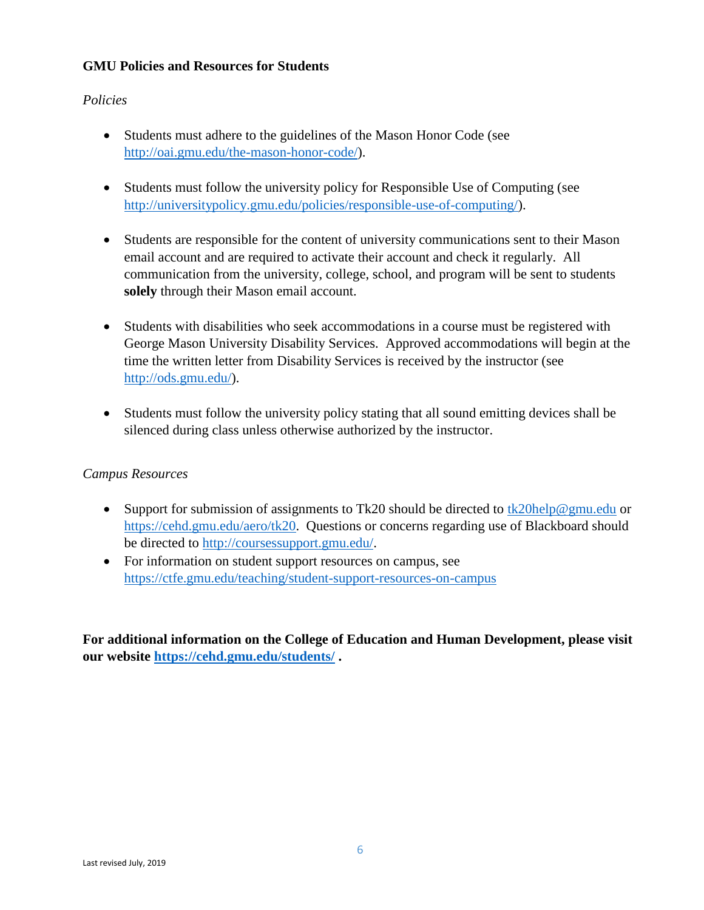**GMU Policies and Resources for Students**

*Policies*

- Students must adhere to the guidelines of the Mason Honor Code (see http://oai.gmu.edu/the-mason-honor-code/).

- Students must follow the university policy for Responsible Use of Computing (see http://universitypolicy.gmu.edu/policies/responsible-use-of-computing/).

- Students are responsible for the content of university communications sent to their Mason email account and are required to activate their account and check it regularly. All communication from the university, college, school, and program will be sent to students **solely** through their Mason email account.

- Students with disabilities who seek accommodations in a course must be registered with George Mason University Disability Services. Approved accommodations will begin at the time the written letter from Disability Services is received by the instructor (see http://ods.gmu.edu/).

- Students must follow the university policy stating that all sound emitting devices shall be silenced during class unless otherwise authorized by the instructor.

*Campus Resources*

- Support for submission of assignments to Tk20 should be directed to tk20help@gmu.edu or https://cehd.gmu.edu/aero/tk20. Questions or concerns regarding use of Blackboard should be directed to http://coursessupport.gmu.edu/.
- For information on student support resources on campus, see https://ctfe.gmu.edu/teaching/student-support-resources-on-campus

**For additional information on the College of Education and Human Development, please visit our website https://cehd.gmu.edu/students/ .**

Last revised July, 2019